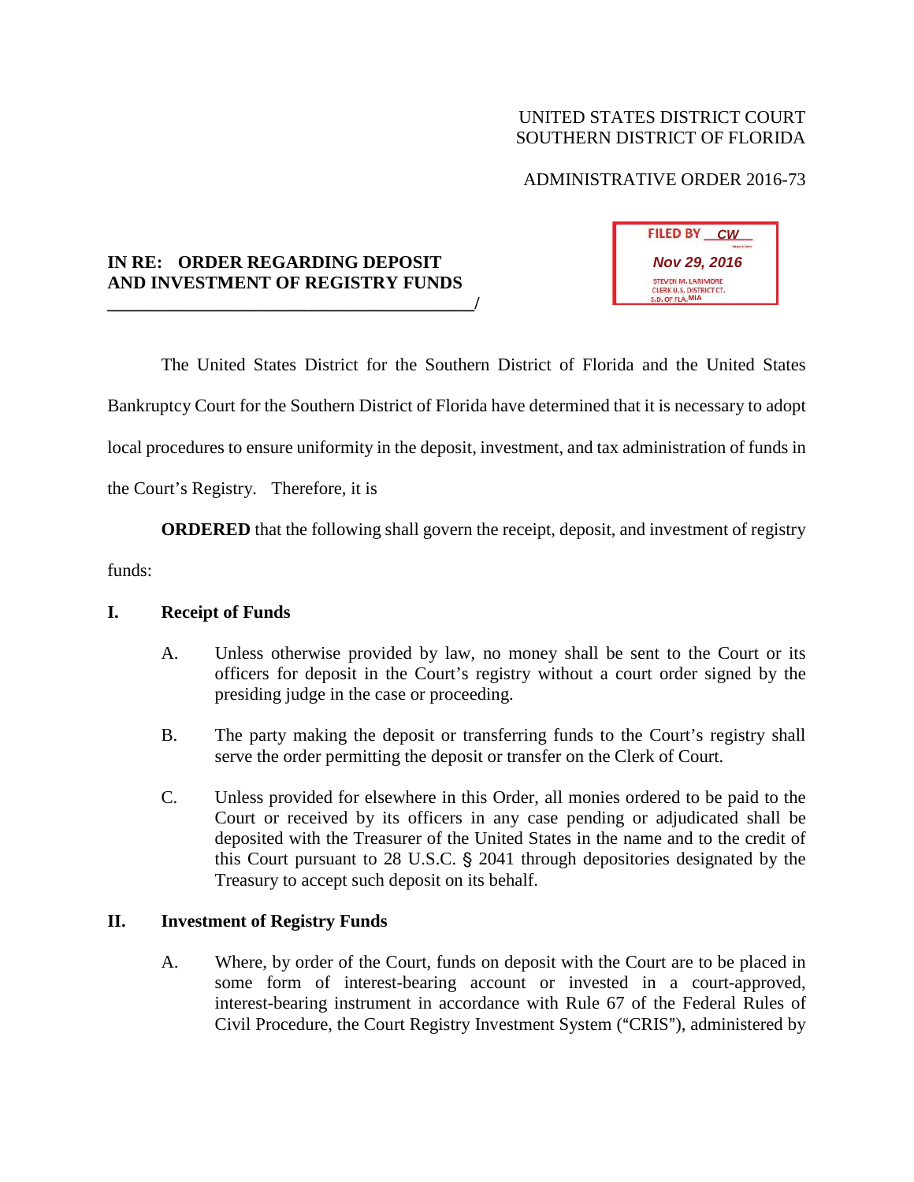UNITED STATES DISTRICT COURT
SOUTHERN DISTRICT OF FLORIDA

ADMINISTRATIVE ORDER 2016-73

FILED BY CW
Nov 29, 2016
STEVEN M. LARIMORE
CLERK U.S. DISTRICT CT.
S.D. OF FLA. MIA

**IN RE: ORDER REGARDING DEPOSIT AND INVESTMENT OF REGISTRY FUNDS**
**_________________________________________/**

The United States District for the Southern District of Florida and the United States Bankruptcy Court for the Southern District of Florida have determined that it is necessary to adopt local procedures to ensure uniformity in the deposit, investment, and tax administration of funds in the Court's Registry. Therefore, it is

**ORDERED** that the following shall govern the receipt, deposit, and investment of registry funds:

## I. Receipt of Funds

A. Unless otherwise provided by law, no money shall be sent to the Court or its officers for deposit in the Court's registry without a court order signed by the presiding judge in the case or proceeding.

B. The party making the deposit or transferring funds to the Court's registry shall serve the order permitting the deposit or transfer on the Clerk of Court.

C. Unless provided for elsewhere in this Order, all monies ordered to be paid to the Court or received by its officers in any case pending or adjudicated shall be deposited with the Treasurer of the United States in the name and to the credit of this Court pursuant to 28 U.S.C. § 2041 through depositories designated by the Treasury to accept such deposit on its behalf.

## II. Investment of Registry Funds

A. Where, by order of the Court, funds on deposit with the Court are to be placed in some form of interest-bearing account or invested in a court-approved, interest-bearing instrument in accordance with Rule 67 of the Federal Rules of Civil Procedure, the Court Registry Investment System ("CRIS"), administered by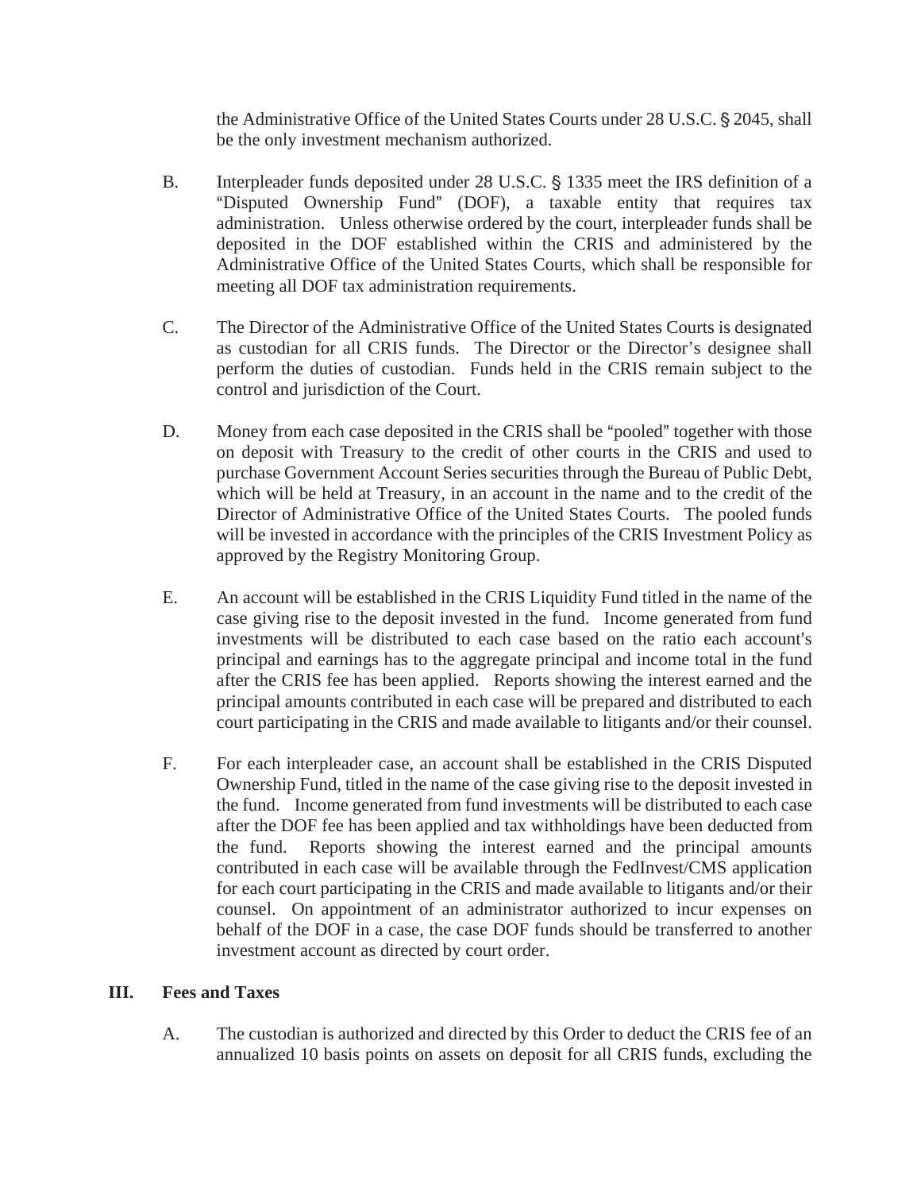the Administrative Office of the United States Courts under 28 U.S.C. § 2045, shall be the only investment mechanism authorized.

B. Interpleader funds deposited under 28 U.S.C. § 1335 meet the IRS definition of a "Disputed Ownership Fund" (DOF), a taxable entity that requires tax administration. Unless otherwise ordered by the court, interpleader funds shall be deposited in the DOF established within the CRIS and administered by the Administrative Office of the United States Courts, which shall be responsible for meeting all DOF tax administration requirements.

C. The Director of the Administrative Office of the United States Courts is designated as custodian for all CRIS funds. The Director or the Director's designee shall perform the duties of custodian. Funds held in the CRIS remain subject to the control and jurisdiction of the Court.

D. Money from each case deposited in the CRIS shall be "pooled" together with those on deposit with Treasury to the credit of other courts in the CRIS and used to purchase Government Account Series securities through the Bureau of Public Debt, which will be held at Treasury, in an account in the name and to the credit of the Director of Administrative Office of the United States Courts. The pooled funds will be invested in accordance with the principles of the CRIS Investment Policy as approved by the Registry Monitoring Group.

E. An account will be established in the CRIS Liquidity Fund titled in the name of the case giving rise to the deposit invested in the fund. Income generated from fund investments will be distributed to each case based on the ratio each account's principal and earnings has to the aggregate principal and income total in the fund after the CRIS fee has been applied. Reports showing the interest earned and the principal amounts contributed in each case will be prepared and distributed to each court participating in the CRIS and made available to litigants and/or their counsel.

F. For each interpleader case, an account shall be established in the CRIS Disputed Ownership Fund, titled in the name of the case giving rise to the deposit invested in the fund. Income generated from fund investments will be distributed to each case after the DOF fee has been applied and tax withholdings have been deducted from the fund. Reports showing the interest earned and the principal amounts contributed in each case will be available through the FedInvest/CMS application for each court participating in the CRIS and made available to litigants and/or their counsel. On appointment of an administrator authorized to incur expenses on behalf of the DOF in a case, the case DOF funds should be transferred to another investment account as directed by court order.

## III. Fees and Taxes

A. The custodian is authorized and directed by this Order to deduct the CRIS fee of an annualized 10 basis points on assets on deposit for all CRIS funds, excluding the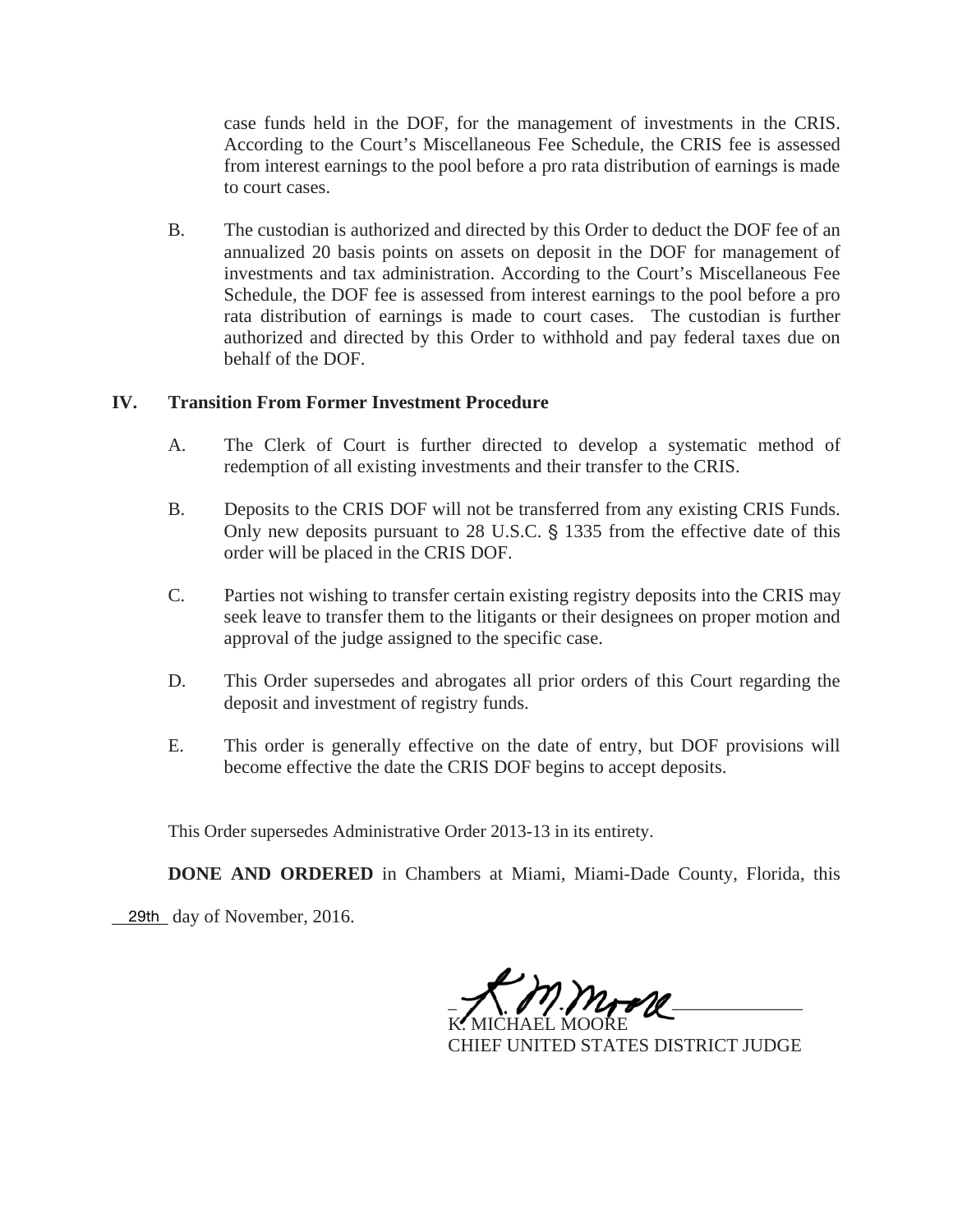case funds held in the DOF, for the management of investments in the CRIS. According to the Court's Miscellaneous Fee Schedule, the CRIS fee is assessed from interest earnings to the pool before a pro rata distribution of earnings is made to court cases.

B. The custodian is authorized and directed by this Order to deduct the DOF fee of an annualized 20 basis points on assets on deposit in the DOF for management of investments and tax administration. According to the Court's Miscellaneous Fee Schedule, the DOF fee is assessed from interest earnings to the pool before a pro rata distribution of earnings is made to court cases. The custodian is further authorized and directed by this Order to withhold and pay federal taxes due on behalf of the DOF.

## IV. Transition From Former Investment Procedure

A. The Clerk of Court is further directed to develop a systematic method of redemption of all existing investments and their transfer to the CRIS.

B. Deposits to the CRIS DOF will not be transferred from any existing CRIS Funds. Only new deposits pursuant to 28 U.S.C. § 1335 from the effective date of this order will be placed in the CRIS DOF.

C. Parties not wishing to transfer certain existing registry deposits into the CRIS may seek leave to transfer them to the litigants or their designees on proper motion and approval of the judge assigned to the specific case.

D. This Order supersedes and abrogates all prior orders of this Court regarding the deposit and investment of registry funds.

E. This order is generally effective on the date of entry, but DOF provisions will become effective the date the CRIS DOF begins to accept deposits.

This Order supersedes Administrative Order 2013-13 in its entirety.

**DONE AND ORDERED** in Chambers at Miami, Miami-Dade County, Florida, this 29th day of November, 2016.

K. MICHAEL MOORE
CHIEF UNITED STATES DISTRICT JUDGE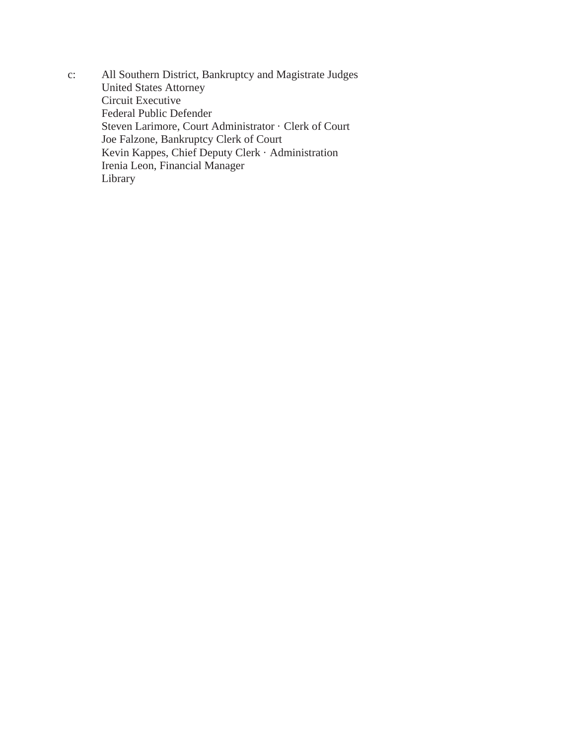c: All Southern District, Bankruptcy and Magistrate Judges
United States Attorney
Circuit Executive
Federal Public Defender
Steven Larimore, Court Administrator · Clerk of Court
Joe Falzone, Bankruptcy Clerk of Court
Kevin Kappes, Chief Deputy Clerk · Administration
Irenia Leon, Financial Manager
Library